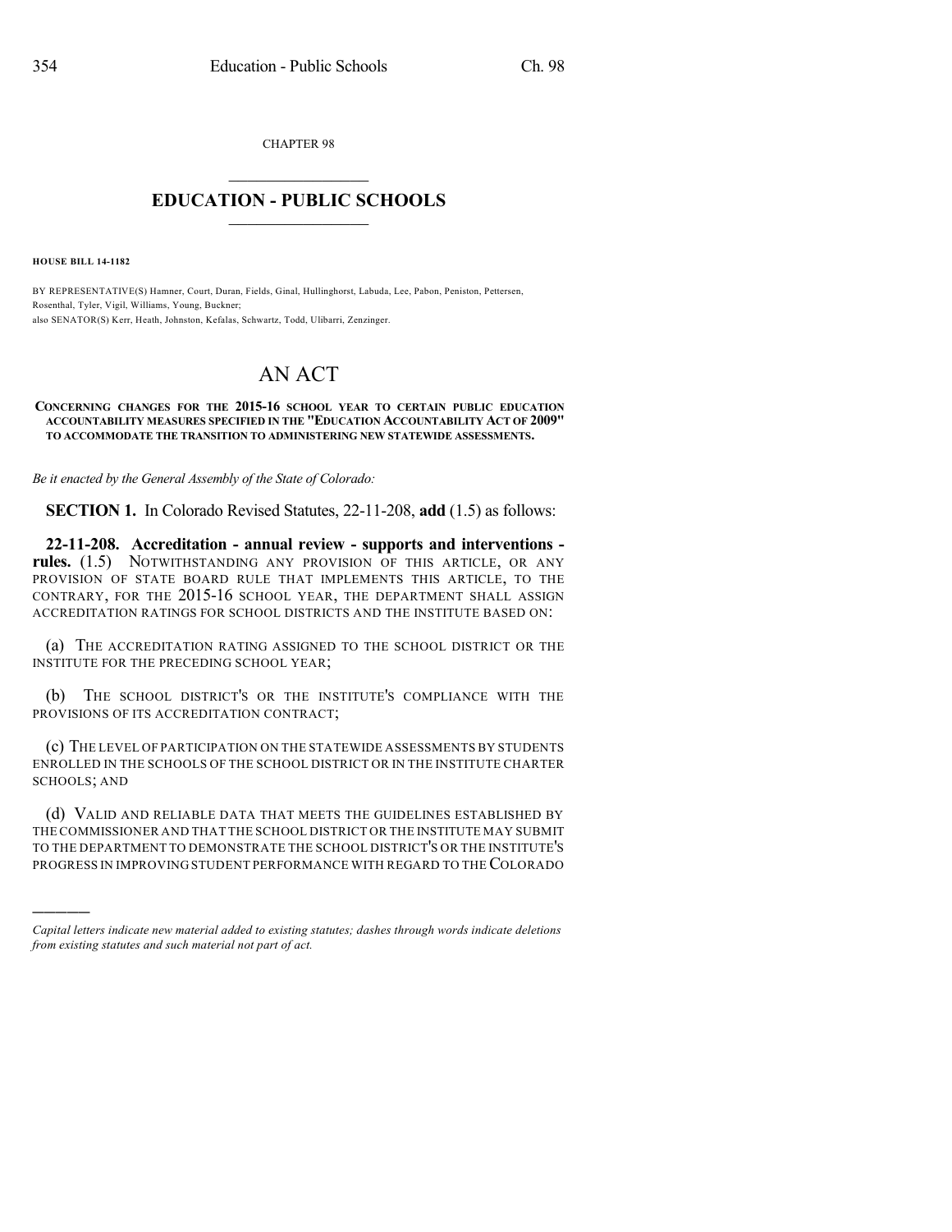CHAPTER 98

# EDUCATION - PUBLIC SCHOOLS

**HOUSE BILL 14-1182**

BY REPRESENTATIVE(S) Hamner, Court, Duran, Fields, Ginal, Hullinghorst, Labuda, Lee, Pabon, Peniston, Pettersen, Rosenthal, Tyler, Vigil, Williams, Young, Buckner;
also SENATOR(S) Kerr, Heath, Johnston, Kefalas, Schwartz, Todd, Ulibarri, Zenzinger.

# AN ACT

**CONCERNING CHANGES FOR THE 2015-16 SCHOOL YEAR TO CERTAIN PUBLIC EDUCATION ACCOUNTABILITY MEASURES SPECIFIED IN THE "EDUCATION ACCOUNTABILITY ACT OF 2009" TO ACCOMMODATE THE TRANSITION TO ADMINISTERING NEW STATEWIDE ASSESSMENTS.**

*Be it enacted by the General Assembly of the State of Colorado:*

**SECTION 1.** In Colorado Revised Statutes, 22-11-208, **add** (1.5) as follows:

**22-11-208. Accreditation - annual review - supports and interventions - rules.** (1.5) NOTWITHSTANDING ANY PROVISION OF THIS ARTICLE, OR ANY PROVISION OF STATE BOARD RULE THAT IMPLEMENTS THIS ARTICLE, TO THE CONTRARY, FOR THE 2015-16 SCHOOL YEAR, THE DEPARTMENT SHALL ASSIGN ACCREDITATION RATINGS FOR SCHOOL DISTRICTS AND THE INSTITUTE BASED ON:

(a) THE ACCREDITATION RATING ASSIGNED TO THE SCHOOL DISTRICT OR THE INSTITUTE FOR THE PRECEDING SCHOOL YEAR;

(b) THE SCHOOL DISTRICT'S OR THE INSTITUTE'S COMPLIANCE WITH THE PROVISIONS OF ITS ACCREDITATION CONTRACT;

(c) THE LEVEL OF PARTICIPATION ON THE STATEWIDE ASSESSMENTS BY STUDENTS ENROLLED IN THE SCHOOLS OF THE SCHOOL DISTRICT OR IN THE INSTITUTE CHARTER SCHOOLS; AND

(d) VALID AND RELIABLE DATA THAT MEETS THE GUIDELINES ESTABLISHED BY THE COMMISSIONER AND THAT THE SCHOOL DISTRICT OR THE INSTITUTE MAY SUBMIT TO THE DEPARTMENT TO DEMONSTRATE THE SCHOOL DISTRICT'S OR THE INSTITUTE'S PROGRESS IN IMPROVING STUDENT PERFORMANCE WITH REGARD TO THE COLORADO

---

*Capital letters indicate new material added to existing statutes; dashes through words indicate deletions from existing statutes and such material not part of act.*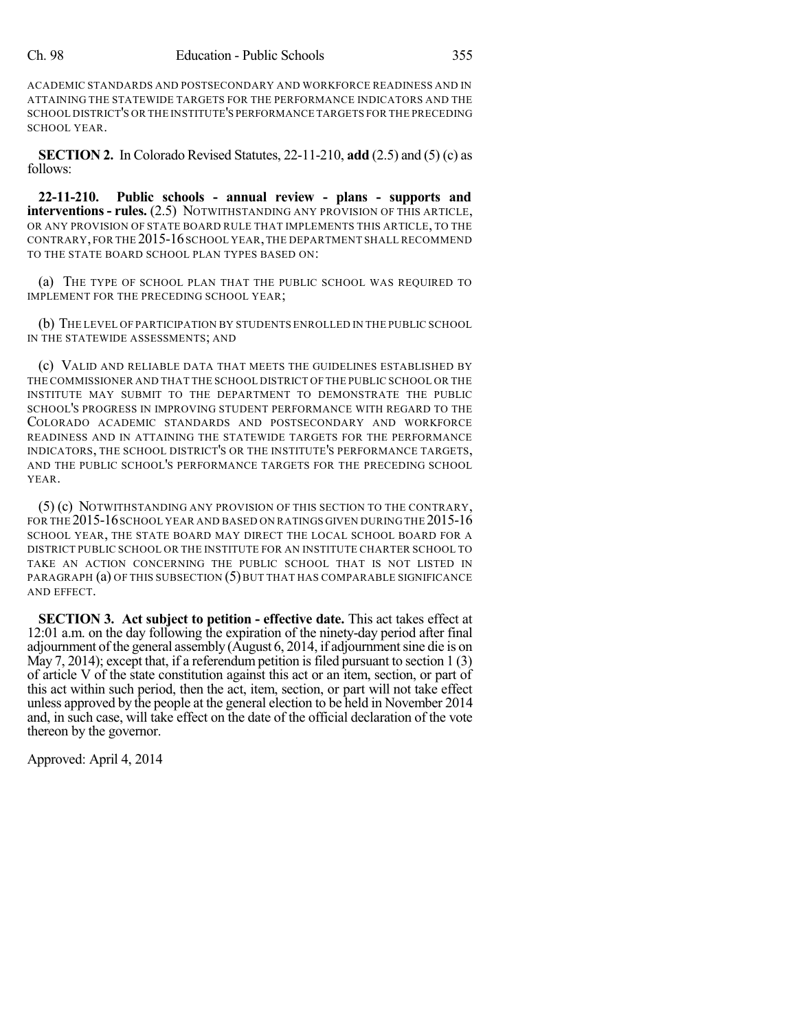ACADEMIC STANDARDS AND POSTSECONDARY AND WORKFORCE READINESS AND IN ATTAINING THE STATEWIDE TARGETS FOR THE PERFORMANCE INDICATORS AND THE SCHOOL DISTRICT'S OR THE INSTITUTE'S PERFORMANCE TARGETS FOR THE PRECEDING SCHOOL YEAR.

**SECTION 2.** In Colorado Revised Statutes, 22-11-210, **add** (2.5) and (5) (c) as follows:

**22-11-210. Public schools - annual review - plans - supports and interventions - rules.** (2.5) NOTWITHSTANDING ANY PROVISION OF THIS ARTICLE, OR ANY PROVISION OF STATE BOARD RULE THAT IMPLEMENTS THIS ARTICLE, TO THE CONTRARY, FOR THE 2015-16 SCHOOL YEAR, THE DEPARTMENT SHALL RECOMMEND TO THE STATE BOARD SCHOOL PLAN TYPES BASED ON:

(a) THE TYPE OF SCHOOL PLAN THAT THE PUBLIC SCHOOL WAS REQUIRED TO IMPLEMENT FOR THE PRECEDING SCHOOL YEAR;

(b) THE LEVEL OF PARTICIPATION BY STUDENTS ENROLLED IN THE PUBLIC SCHOOL IN THE STATEWIDE ASSESSMENTS; AND

(c) VALID AND RELIABLE DATA THAT MEETS THE GUIDELINES ESTABLISHED BY THE COMMISSIONER AND THAT THE SCHOOL DISTRICT OF THE PUBLIC SCHOOL OR THE INSTITUTE MAY SUBMIT TO THE DEPARTMENT TO DEMONSTRATE THE PUBLIC SCHOOL'S PROGRESS IN IMPROVING STUDENT PERFORMANCE WITH REGARD TO THE COLORADO ACADEMIC STANDARDS AND POSTSECONDARY AND WORKFORCE READINESS AND IN ATTAINING THE STATEWIDE TARGETS FOR THE PERFORMANCE INDICATORS, THE SCHOOL DISTRICT'S OR THE INSTITUTE'S PERFORMANCE TARGETS, AND THE PUBLIC SCHOOL'S PERFORMANCE TARGETS FOR THE PRECEDING SCHOOL YEAR.

(5) (c) NOTWITHSTANDING ANY PROVISION OF THIS SECTION TO THE CONTRARY, FOR THE 2015-16 SCHOOL YEAR AND BASED ON RATINGS GIVEN DURING THE 2015-16 SCHOOL YEAR, THE STATE BOARD MAY DIRECT THE LOCAL SCHOOL BOARD FOR A DISTRICT PUBLIC SCHOOL OR THE INSTITUTE FOR AN INSTITUTE CHARTER SCHOOL TO TAKE AN ACTION CONCERNING THE PUBLIC SCHOOL THAT IS NOT LISTED IN PARAGRAPH (a) OF THIS SUBSECTION (5) BUT THAT HAS COMPARABLE SIGNIFICANCE AND EFFECT.

**SECTION 3. Act subject to petition - effective date.** This act takes effect at 12:01 a.m. on the day following the expiration of the ninety-day period after final adjournment of the general assembly (August 6, 2014, if adjournment sine die is on May 7, 2014); except that, if a referendum petition is filed pursuant to section 1 (3) of article V of the state constitution against this act or an item, section, or part of this act within such period, then the act, item, section, or part will not take effect unless approved by the people at the general election to be held in November 2014 and, in such case, will take effect on the date of the official declaration of the vote thereon by the governor.

Approved: April 4, 2014